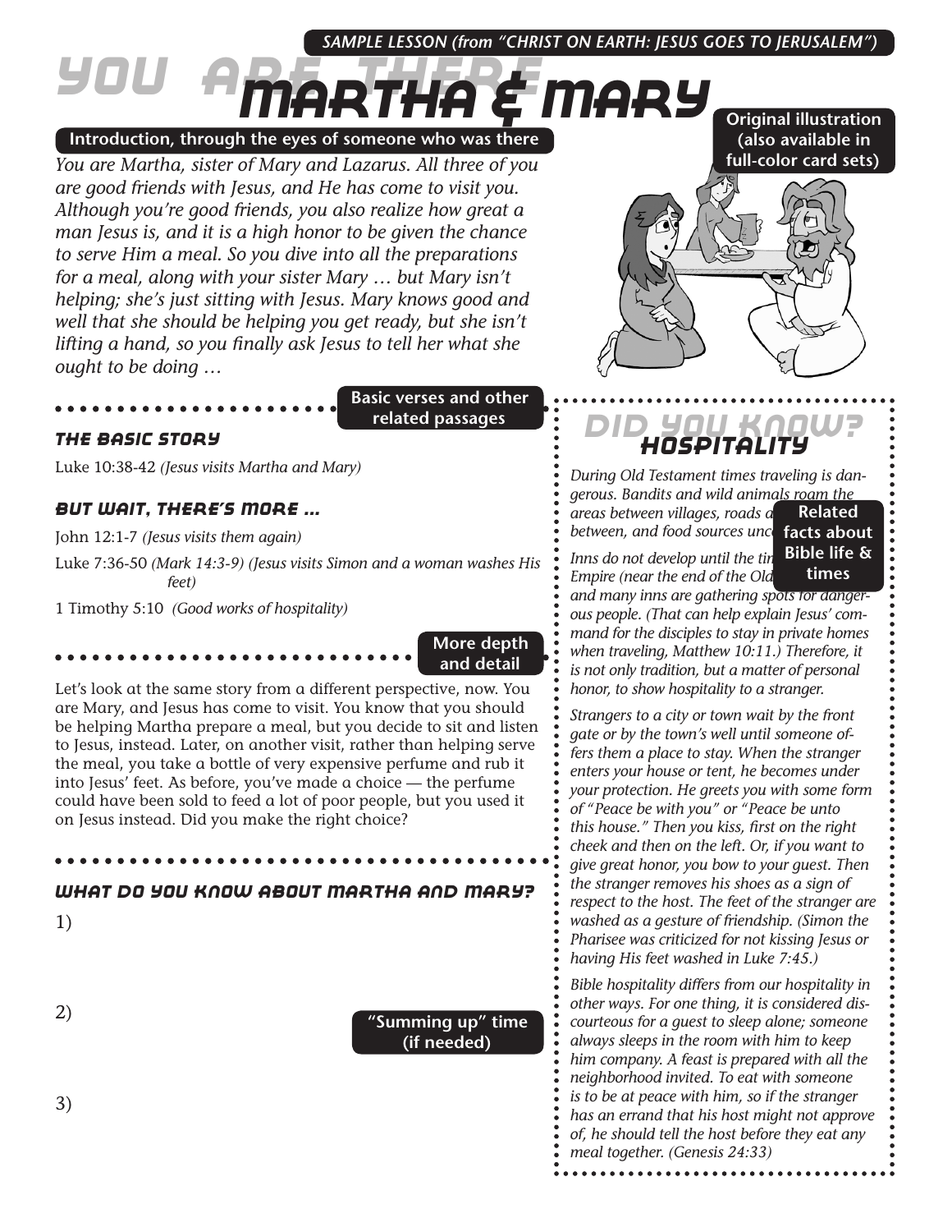*SAMPLE LESSON (from "CHRIST ON EARTH: JESUS GOES TO JERUSALEM")*

# YOU ARE THERE
# MARTHA & MARY

**Original illustration (also available in full-color card sets)**

**Introduction, through the eyes of someone who was there**

*You are Martha, sister of Mary and Lazarus. All three of you are good friends with Jesus, and He has come to visit you. Although you're good friends, you also realize how great a man Jesus is, and it is a high honor to be given the chance to serve Him a meal. So you dive into all the preparations for a meal, along with your sister Mary … but Mary isn't helping; she's just sitting with Jesus. Mary knows good and well that she should be helping you get ready, but she isn't lifting a hand, so you finally ask Jesus to tell her what she ought to be doing …*

**Basic verses and other related passages**

### THE BASIC STORY

Luke 10:38-42 *(Jesus visits Martha and Mary)*

### BUT WAIT, THERE'S MORE …

John 12:1-7 *(Jesus visits them again)*

Luke 7:36-50 *(Mark 14:3-9) (Jesus visits Simon and a woman washes His feet)*

1 Timothy 5:10 *(Good works of hospitality)*

**More depth and detail**

Let's look at the same story from a different perspective, now. You are Mary, and Jesus has come to visit. You know that you should be helping Martha prepare a meal, but you decide to sit and listen to Jesus, instead. Later, on another visit, rather than helping serve the meal, you take a bottle of very expensive perfume and rub it into Jesus' feet. As before, you've made a choice — the perfume could have been sold to feed a lot of poor people, but you used it on Jesus instead. Did you make the right choice?

### WHAT DO YOU KNOW ABOUT MARTHA AND MARY?

1)

2)

**"Summing up" time (if needed)**

3)

## DID YOU KNOW?
## HOSPITALITY

**Related facts about Bible life & times**

*During Old Testament times traveling is dangerous. Bandits and wild animals roam the areas between villages, roads a[re] … between, and food sources unc[ertain].*

*Inns do not develop until the tim[e of the] … Empire (near the end of the Old [Testament]), and many inns are gathering spots for dangerous people. (That can help explain Jesus' command for the disciples to stay in private homes when traveling, Matthew 10:11.) Therefore, it is not only tradition, but a matter of personal honor, to show hospitality to a stranger.*

*Strangers to a city or town wait by the front gate or by the town's well until someone offers them a place to stay. When the stranger enters your house or tent, he becomes under your protection. He greets you with some form of "Peace be with you" or "Peace be unto this house." Then you kiss, first on the right cheek and then on the left. Or, if you want to give great honor, you bow to your guest. Then the stranger removes his shoes as a sign of respect to the host. The feet of the stranger are washed as a gesture of friendship. (Simon the Pharisee was criticized for not kissing Jesus or having His feet washed in Luke 7:45.)*

*Bible hospitality differs from our hospitality in other ways. For one thing, it is considered discourteous for a guest to sleep alone; someone always sleeps in the room with him to keep him company. A feast is prepared with all the neighborhood invited. To eat with someone is to be at peace with him, so if the stranger has an errand that his host might not approve of, he should tell the host before they eat any meal together. (Genesis 24:33)*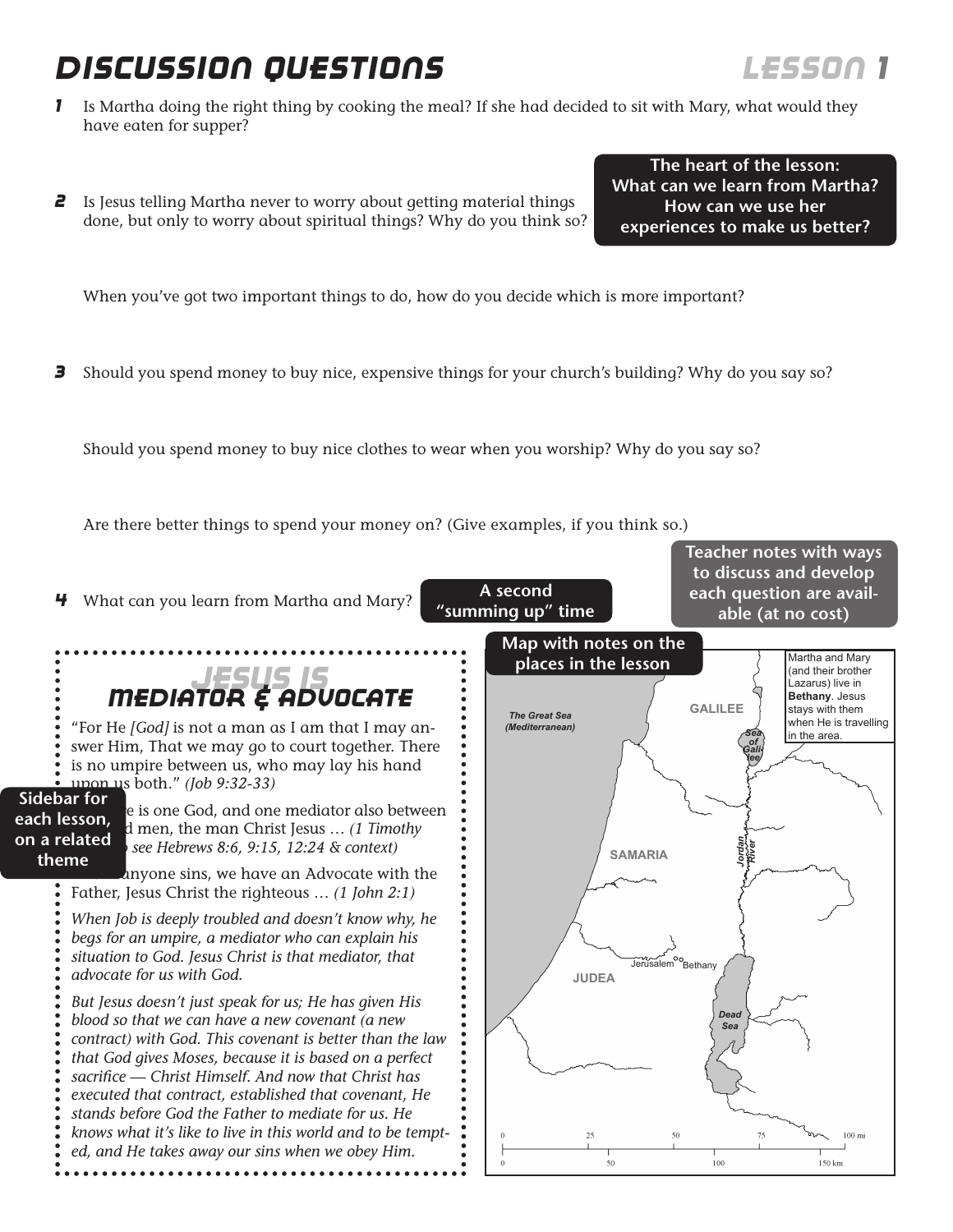# DISCUSSION QUESTIONS

## LESSON 1

**1** Is Martha doing the right thing by cooking the meal? If she had decided to sit with Mary, what would they have eaten for supper?

**The heart of the lesson: What can we learn from Martha? How can we use her experiences to make us better?**

**2** Is Jesus telling Martha never to worry about getting material things done, but only to worry about spiritual things? Why do you think so?

When you've got two important things to do, how do you decide which is more important?

**3** Should you spend money to buy nice, expensive things for your church's building? Why do you say so?

Should you spend money to buy nice clothes to wear when you worship? Why do you say so?

Are there better things to spend your money on? (Give examples, if you think so.)

**4** What can you learn from Martha and Mary?

**A second "summing up" time**

**Teacher notes with ways to discuss and develop each question are available (at no cost)**

### JESUS IS MEDIATOR & ADVOCATE

**Sidebar for each lesson, on a related theme**

"For He *[God]* is not a man as I am that I may answer Him, That we may go to court together. There is no umpire between us, who may lay his hand upon us both." *(Job 9:32-33)*

... e is one God, and one mediator also between ... d men, the man Christ Jesus … *(1 Timothy ... see Hebrews 8:6, 9:15, 12:24 & context)*

... anyone sins, we have an Advocate with the Father, Jesus Christ the righteous … *(1 John 2:1)*

*When Job is deeply troubled and doesn't know why, he begs for an umpire, a mediator who can explain his situation to God. Jesus Christ is that mediator, that advocate for us with God.*

*But Jesus doesn't just speak for us; He has given His blood so that we can have a new covenant (a new contract) with God. This covenant is better than the law that God gives Moses, because it is based on a perfect sacrifice — Christ Himself. And now that Christ has executed that contract, established that covenant, He stands before God the Father to mediate for us. He knows what it's like to live in this world and to be tempted, and He takes away our sins when we obey Him.*

**Map with notes on the places in the lesson**

Martha and Mary (and their brother Lazarus) live in **Bethany**. Jesus stays with them when He is travelling in the area.

The Great Sea (Mediterranean)

GALILEE

Sea of Galilee

SAMARIA

Jordan River

Jerusalem

Bethany

JUDEA

Dead Sea

0 25 50 75 100 mi

0 50 100 150 km